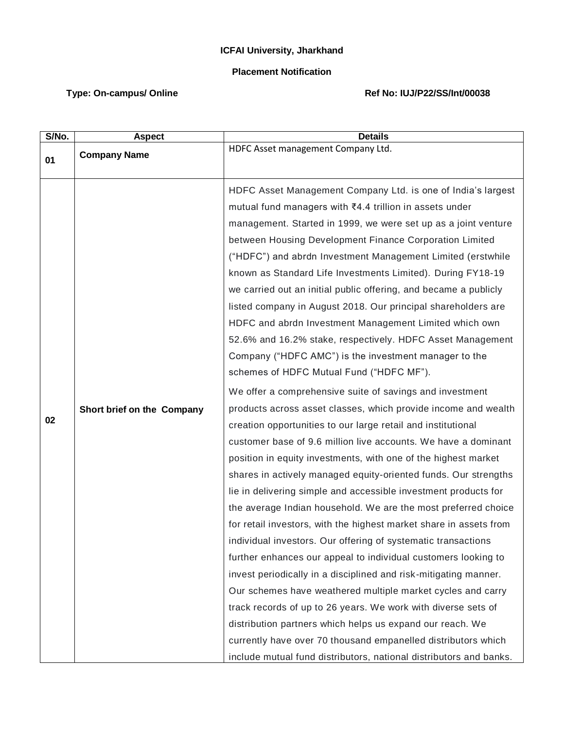**ICFAI University, Jharkhand**

**Placement Notification**

**Type: On-campus/ Online** **Ref No: IUJ/P22/SS/Int/00038**

| S/No. | Aspect | Details |
|---|---|---|
| 01 | **Company Name** | HDFC Asset management Company Ltd. |
| 02 | **Short brief on the Company** | HDFC Asset Management Company Ltd. is one of India's largest mutual fund managers with ₹4.4 trillion in assets under management. Started in 1999, we were set up as a joint venture between Housing Development Finance Corporation Limited ("HDFC") and abrdn Investment Management Limited (erstwhile known as Standard Life Investments Limited). During FY18-19 we carried out an initial public offering, and became a publicly listed company in August 2018. Our principal shareholders are HDFC and abrdn Investment Management Limited which own 52.6% and 16.2% stake, respectively. HDFC Asset Management Company ("HDFC AMC") is the investment manager to the schemes of HDFC Mutual Fund ("HDFC MF").<br><br>We offer a comprehensive suite of savings and investment products across asset classes, which provide income and wealth creation opportunities to our large retail and institutional customer base of 9.6 million live accounts. We have a dominant position in equity investments, with one of the highest market shares in actively managed equity-oriented funds. Our strengths lie in delivering simple and accessible investment products for the average Indian household. We are the most preferred choice for retail investors, with the highest market share in assets from individual investors. Our offering of systematic transactions further enhances our appeal to individual customers looking to invest periodically in a disciplined and risk-mitigating manner. Our schemes have weathered multiple market cycles and carry track records of up to 26 years. We work with diverse sets of distribution partners which helps us expand our reach. We currently have over 70 thousand empanelled distributors which include mutual fund distributors, national distributors and banks. |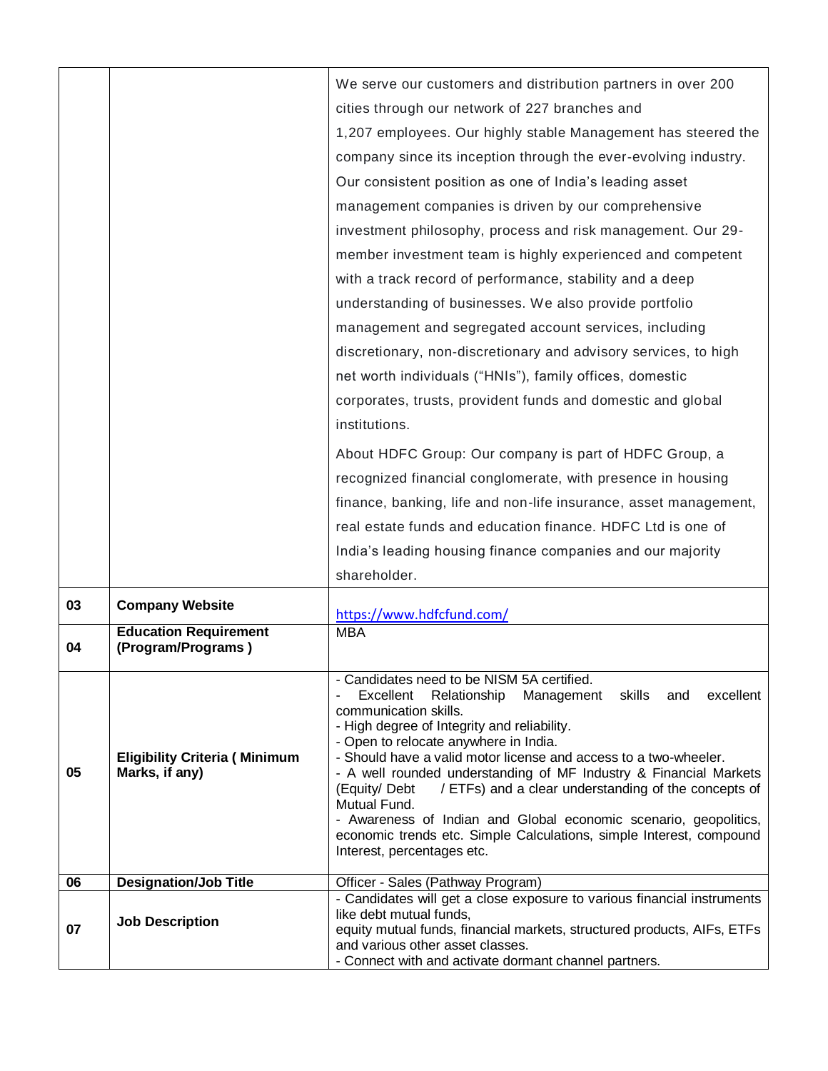| | | |
|---|---|---|
| | | We serve our customers and distribution partners in over 200 cities through our network of 227 branches and 1,207 employees. Our highly stable Management has steered the company since its inception through the ever-evolving industry. Our consistent position as one of India's leading asset management companies is driven by our comprehensive investment philosophy, process and risk management. Our 29-member investment team is highly experienced and competent with a track record of performance, stability and a deep understanding of businesses. We also provide portfolio management and segregated account services, including discretionary, non-discretionary and advisory services, to high net worth individuals ("HNIs"), family offices, domestic corporates, trusts, provident funds and domestic and global institutions.<br><br>About HDFC Group: Our company is part of HDFC Group, a recognized financial conglomerate, with presence in housing finance, banking, life and non-life insurance, asset management, real estate funds and education finance. HDFC Ltd is one of India's leading housing finance companies and our majority shareholder. |
| 03 | **Company Website** | https://www.hdfcfund.com/ |
| 04 | **Education Requirement (Program/Programs )** | MBA |
| 05 | **Eligibility Criteria ( Minimum Marks, if any)** | - Candidates need to be NISM 5A certified.<br>- Excellent Relationship Management skills and excellent communication skills.<br>- High degree of Integrity and reliability.<br>- Open to relocate anywhere in India.<br>- Should have a valid motor license and access to a two-wheeler.<br>- A well rounded understanding of MF Industry & Financial Markets (Equity/ Debt / ETFs) and a clear understanding of the concepts of Mutual Fund.<br>- Awareness of Indian and Global economic scenario, geopolitics, economic trends etc. Simple Calculations, simple Interest, compound Interest, percentages etc. |
| 06 | **Designation/Job Title** | Officer - Sales (Pathway Program) |
| 07 | **Job Description** | - Candidates will get a close exposure to various financial instruments like debt mutual funds, equity mutual funds, financial markets, structured products, AIFs, ETFs and various other asset classes.<br>- Connect with and activate dormant channel partners. |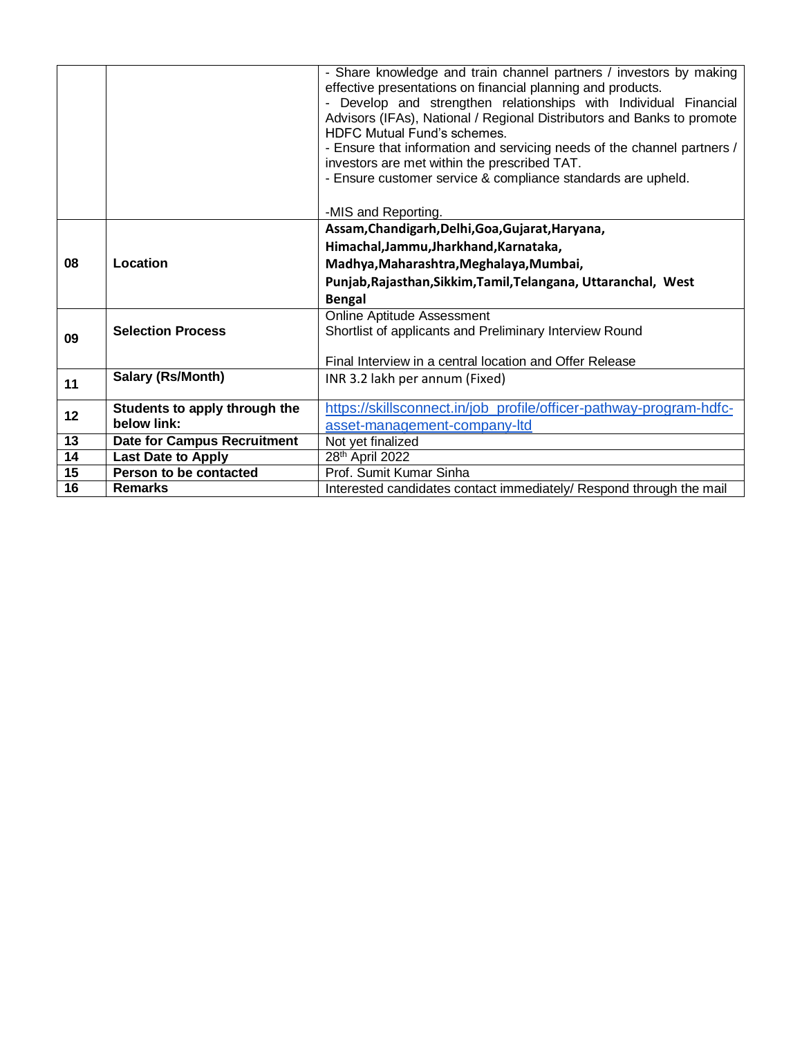| | | |
|---|---|---|
| | | - Share knowledge and train channel partners / investors by making effective presentations on financial planning and products.<br>- Develop and strengthen relationships with Individual Financial Advisors (IFAs), National / Regional Distributors and Banks to promote HDFC Mutual Fund's schemes.<br>- Ensure that information and servicing needs of the channel partners / investors are met within the prescribed TAT.<br>- Ensure customer service & compliance standards are upheld.<br><br>-MIS and Reporting. |
| 08 | **Location** | **Assam,Chandigarh,Delhi,Goa,Gujarat,Haryana, Himachal,Jammu,Jharkhand,Karnataka, Madhya,Maharashtra,Meghalaya,Mumbai, Punjab,Rajasthan,Sikkim,Tamil,Telangana, Uttaranchal, West Bengal** |
| 09 | **Selection Process** | Online Aptitude Assessment<br>Shortlist of applicants and Preliminary Interview Round<br><br>Final Interview in a central location and Offer Release |
| 11 | **Salary (Rs/Month)** | INR 3.2 lakh per annum (Fixed) |
| 12 | **Students to apply through the below link:** | https://skillsconnect.in/job_profile/officer-pathway-program-hdfc-asset-management-company-ltd |
| 13 | **Date for Campus Recruitment** | Not yet finalized |
| 14 | **Last Date to Apply** | 28th April 2022 |
| 15 | **Person to be contacted** | Prof. Sumit Kumar Sinha |
| 16 | **Remarks** | Interested candidates contact immediately/ Respond through the mail |